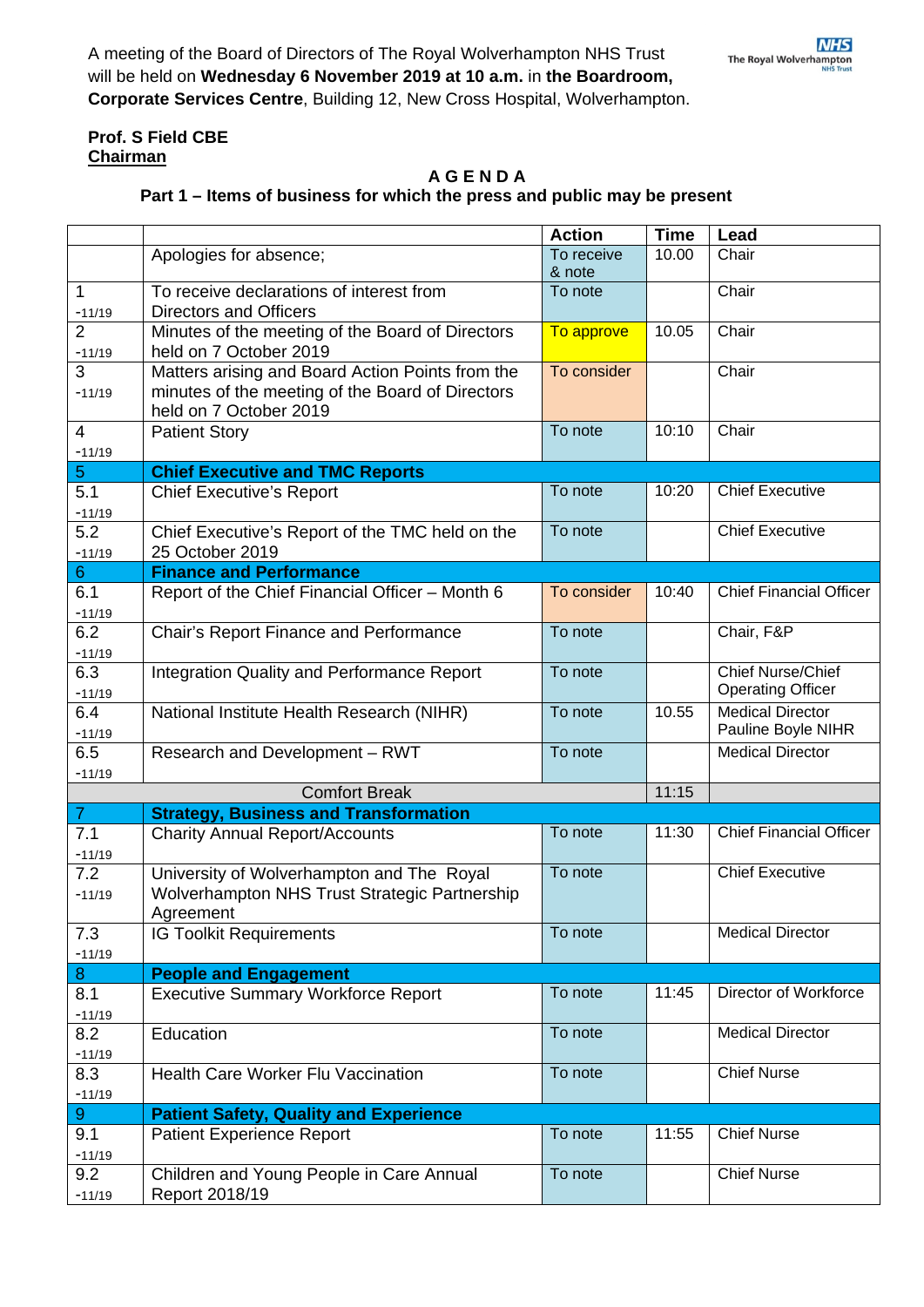A meeting of the Board of Directors of The Royal Wolverhampton NHS Trust will be held on **Wednesday 6 November 2019 at 10 a.m.** in **the Boardroom, Corporate Services Centre**, Building 12, New Cross Hospital, Wolverhampton.

**Prof. S Field CBE**
**Chairman**

## A G E N D A

### Part 1 – Items of business for which the press and public may be present

| | | Action | Time | Lead |
|---|---|---|---|---|
| | Apologies for absence; | To receive & note | 10.00 | Chair |
| 1 -11/19 | To receive declarations of interest from Directors and Officers | To note | | Chair |
| 2 -11/19 | Minutes of the meeting of the Board of Directors held on 7 October 2019 | To approve | 10.05 | Chair |
| 3 -11/19 | Matters arising and Board Action Points from the minutes of the meeting of the Board of Directors held on 7 October 2019 | To consider | | Chair |
| 4 -11/19 | Patient Story | To note | 10:10 | Chair |
| 5 | **Chief Executive and TMC Reports** | | | |
| 5.1 -11/19 | Chief Executive's Report | To note | 10:20 | Chief Executive |
| 5.2 -11/19 | Chief Executive's Report of the TMC held on the 25 October 2019 | To note | | Chief Executive |
| 6 | **Finance and Performance** | | | |
| 6.1 -11/19 | Report of the Chief Financial Officer – Month 6 | To consider | 10:40 | Chief Financial Officer |
| 6.2 -11/19 | Chair's Report Finance and Performance | To note | | Chair, F&P |
| 6.3 -11/19 | Integration Quality and Performance Report | To note | | Chief Nurse/Chief Operating Officer |
| 6.4 -11/19 | National Institute Health Research (NIHR) | To note | 10.55 | Medical Director Pauline Boyle NIHR |
| 6.5 -11/19 | Research and Development – RWT | To note | | Medical Director |
| | Comfort Break | | 11:15 | |
| 7 | **Strategy, Business and Transformation** | | | |
| 7.1 -11/19 | Charity Annual Report/Accounts | To note | 11:30 | Chief Financial Officer |
| 7.2 -11/19 | University of Wolverhampton and The Royal Wolverhampton NHS Trust Strategic Partnership Agreement | To note | | Chief Executive |
| 7.3 -11/19 | IG Toolkit Requirements | To note | | Medical Director |
| 8 | **People and Engagement** | | | |
| 8.1 -11/19 | Executive Summary Workforce Report | To note | 11:45 | Director of Workforce |
| 8.2 -11/19 | Education | To note | | Medical Director |
| 8.3 -11/19 | Health Care Worker Flu Vaccination | To note | | Chief Nurse |
| 9 | **Patient Safety, Quality and Experience** | | | |
| 9.1 -11/19 | Patient Experience Report | To note | 11:55 | Chief Nurse |
| 9.2 -11/19 | Children and Young People in Care Annual Report 2018/19 | To note | | Chief Nurse |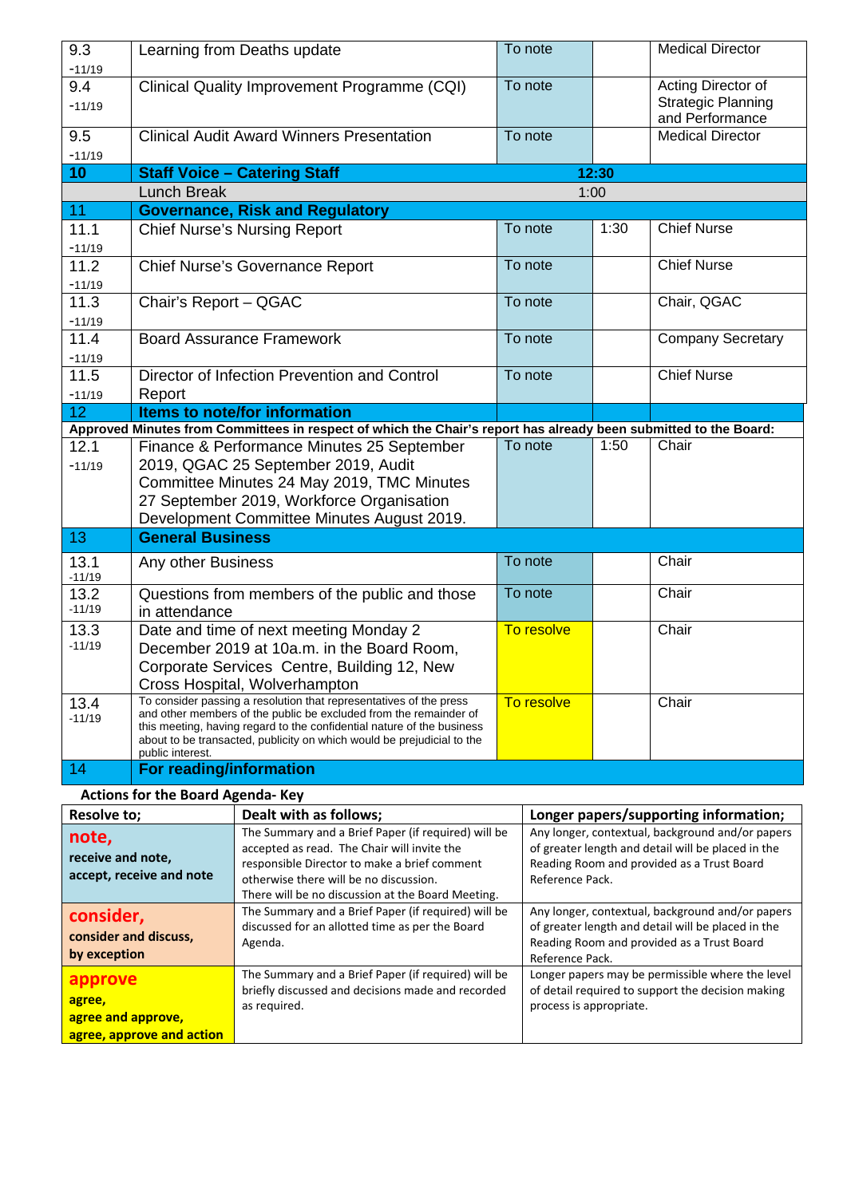| | | | | |
|---|---|---|---|---|
| 9.3 -11/19 | Learning from Deaths update | To note | | Medical Director |
| 9.4 -11/19 | Clinical Quality Improvement Programme (CQI) | To note | | Acting Director of Strategic Planning and Performance |
| 9.5 -11/19 | Clinical Audit Award Winners Presentation | To note | | Medical Director |
| **10** | **Staff Voice – Catering Staff** | | **12:30** | |
| | Lunch Break | | 1:00 | |
| 11 | **Governance, Risk and Regulatory** | | | |
| 11.1 -11/19 | Chief Nurse's Nursing Report | To note | 1:30 | Chief Nurse |
| 11.2 -11/19 | Chief Nurse's Governance Report | To note | | Chief Nurse |
| 11.3 -11/19 | Chair's Report – QGAC | To note | | Chair, QGAC |
| 11.4 -11/19 | Board Assurance Framework | To note | | Company Secretary |
| 11.5 -11/19 | Director of Infection Prevention and Control Report | To note | | Chief Nurse |
| 12 | **Items to note/for information** | | | |
| **Approved Minutes from Committees in respect of which the Chair's report has already been submitted to the Board:** | | | | |
| 12.1 -11/19 | Finance & Performance Minutes 25 September 2019, QGAC 25 September 2019, Audit Committee Minutes 24 May 2019, TMC Minutes 27 September 2019, Workforce Organisation Development Committee Minutes August 2019. | To note | 1:50 | Chair |
| 13 | **General Business** | | | |
| 13.1 -11/19 | Any other Business | To note | | Chair |
| 13.2 -11/19 | Questions from members of the public and those in attendance | To note | | Chair |
| 13.3 -11/19 | Date and time of next meeting Monday 2 December 2019 at 10a.m. in the Board Room, Corporate Services Centre, Building 12, New Cross Hospital, Wolverhampton | To resolve | | Chair |
| 13.4 -11/19 | To consider passing a resolution that representatives of the press and other members of the public be excluded from the remainder of this meeting, having regard to the confidential nature of the business about to be transacted, publicity on which would be prejudicial to the public interest. | To resolve | | Chair |
| 14 | **For reading/information** | | | |

**Actions for the Board Agenda- Key**

| Resolve to; | Dealt with as follows; | Longer papers/supporting information; |
|---|---|---|
| **note,** receive and note, accept, receive and note | The Summary and a Brief Paper (if required) will be accepted as read. The Chair will invite the responsible Director to make a brief comment otherwise there will be no discussion. There will be no discussion at the Board Meeting. | Any longer, contextual, background and/or papers of greater length and detail will be placed in the Reading Room and provided as a Trust Board Reference Pack. |
| **consider,** consider and discuss, by exception | The Summary and a Brief Paper (if required) will be discussed for an allotted time as per the Board Agenda. | Any longer, contextual, background and/or papers of greater length and detail will be placed in the Reading Room and provided as a Trust Board Reference Pack. |
| **approve** agree, agree and approve, agree, approve and action | The Summary and a Brief Paper (if required) will be briefly discussed and decisions made and recorded as required. | Longer papers may be permissible where the level of detail required to support the decision making process is appropriate. |